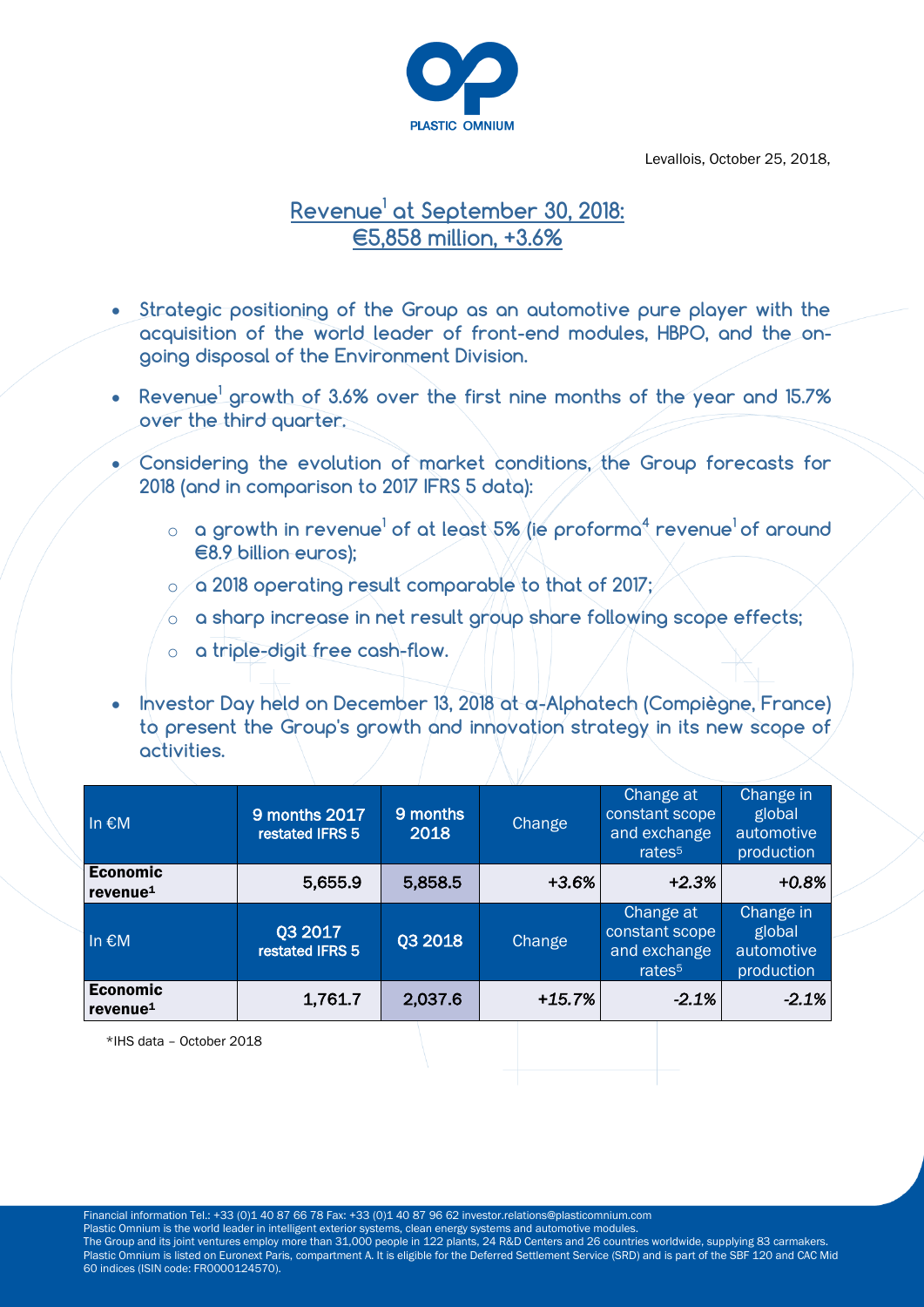PLASTIC OMNIUM

Levallois, October 25, 2018,

# Revenue[1] at September 30, 2018: €5,858 million, +3.6%

- **Strategic positioning of the Group as an automotive pure player with the acquisition of the world leader of front-end modules, HBPO, and the on-going disposal of the Environment Division.**
- **Revenue[1] growth of 3.6% over the first nine months of the year and 15.7% over the third quarter.**
- **Considering the evolution of market conditions, the Group forecasts for 2018 (and in comparison to 2017 IFRS 5 data):**
  - **a growth in revenue[1] of at least 5% (ie proforma[4] revenue[1] of around €8.9 billion euros);**
  - **a 2018 operating result comparable to that of 2017;**
  - **a sharp increase in net result group share following scope effects;**
  - **a triple-digit free cash-flow.**
- **Investor Day held on December 13, 2018 at α-Alphatech (Compiègne, France) to present the Group's growth and innovation strategy in its new scope of activities.**

| In €M | 9 months 2017 restated IFRS 5 | 9 months 2018 | Change | Change at constant scope and exchange rates[5] | Change in global automotive production |
|---|---|---|---|---|---|
| **Economic revenue[1]** | 5,655.9 | 5,858.5 | *+3.6%* | *+2.3%* | *+0.8%* |
| **In €M** | **Q3 2017 restated IFRS 5** | **Q3 2018** | **Change** | **Change at constant scope and exchange rates[5]** | **Change in global automotive production** |
| **Economic revenue[1]** | 1,761.7 | 2,037.6 | *+15.7%* | *-2.1%* | *-2.1%* |

*IHS data – October 2018

Financial information Tel.: +33 (0)1 40 87 66 78 Fax: +33 (0)1 40 87 96 62 investor.relations@plasticomnium.com
Plastic Omnium is the world leader in intelligent exterior systems, clean energy systems and automotive modules.
The Group and its joint ventures employ more than 31,000 people in 122 plants, 24 R&D Centers and 26 countries worldwide, supplying 83 carmakers.
Plastic Omnium is listed on Euronext Paris, compartment A. It is eligible for the Deferred Settlement Service (SRD) and is part of the SBF 120 and CAC Mid 60 indices (ISIN code: FR0000124570).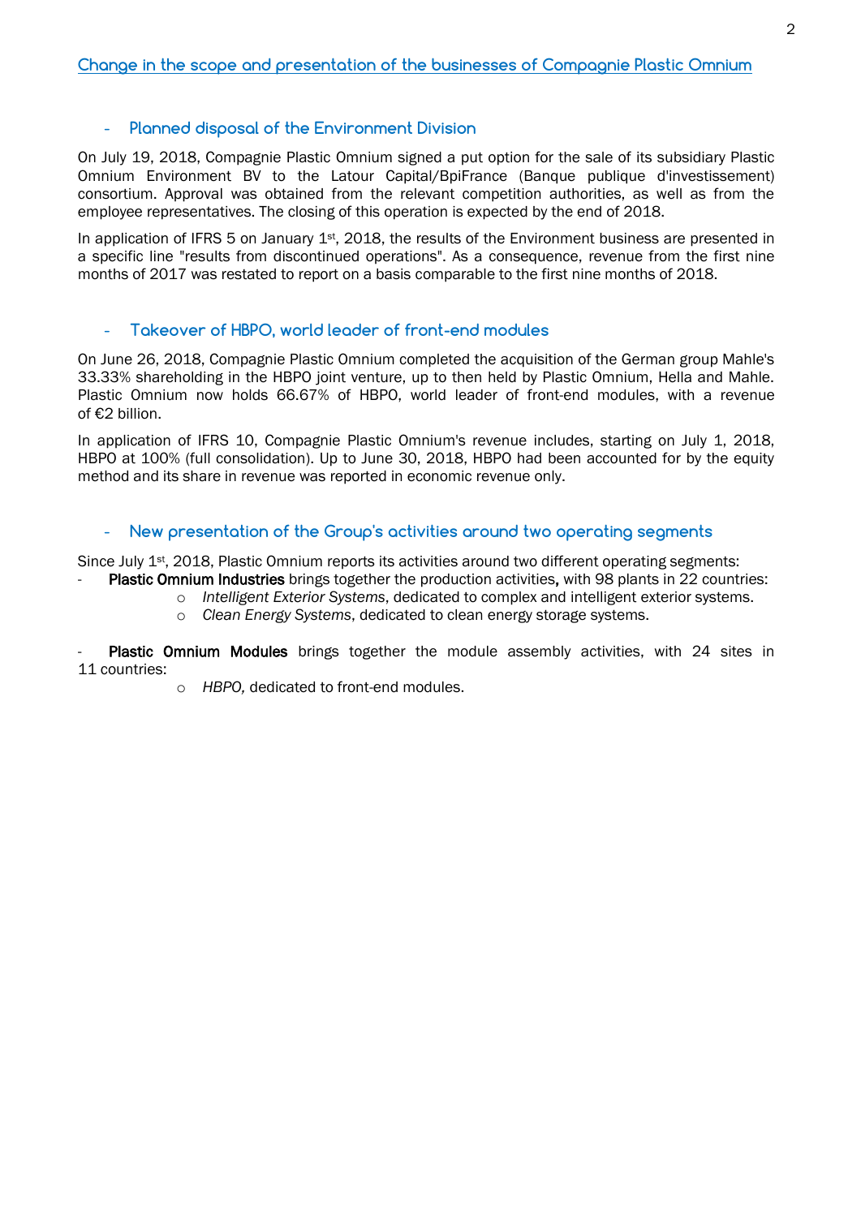## Change in the scope and presentation of the businesses of Compagnie Plastic Omnium

### - Planned disposal of the Environment Division

On July 19, 2018, Compagnie Plastic Omnium signed a put option for the sale of its subsidiary Plastic Omnium Environment BV to the Latour Capital/BpiFrance (Banque publique d'investissement) consortium. Approval was obtained from the relevant competition authorities, as well as from the employee representatives. The closing of this operation is expected by the end of 2018.

In application of IFRS 5 on January 1st, 2018, the results of the Environment business are presented in a specific line "results from discontinued operations". As a consequence, revenue from the first nine months of 2017 was restated to report on a basis comparable to the first nine months of 2018.

### - Takeover of HBPO, world leader of front-end modules

On June 26, 2018, Compagnie Plastic Omnium completed the acquisition of the German group Mahle's 33.33% shareholding in the HBPO joint venture, up to then held by Plastic Omnium, Hella and Mahle. Plastic Omnium now holds 66.67% of HBPO, world leader of front-end modules, with a revenue of €2 billion.

In application of IFRS 10, Compagnie Plastic Omnium's revenue includes, starting on July 1, 2018, HBPO at 100% (full consolidation). Up to June 30, 2018, HBPO had been accounted for by the equity method and its share in revenue was reported in economic revenue only.

### - New presentation of the Group's activities around two operating segments

Since July 1st, 2018, Plastic Omnium reports its activities around two different operating segments:

- **Plastic Omnium Industries** brings together the production activities**,** with 98 plants in 22 countries:
  - *Intelligent Exterior Systems*, dedicated to complex and intelligent exterior systems.
  - *Clean Energy Systems*, dedicated to clean energy storage systems.

- **Plastic Omnium Modules** brings together the module assembly activities, with 24 sites in 11 countries:
  - *HBPO,* dedicated to front-end modules.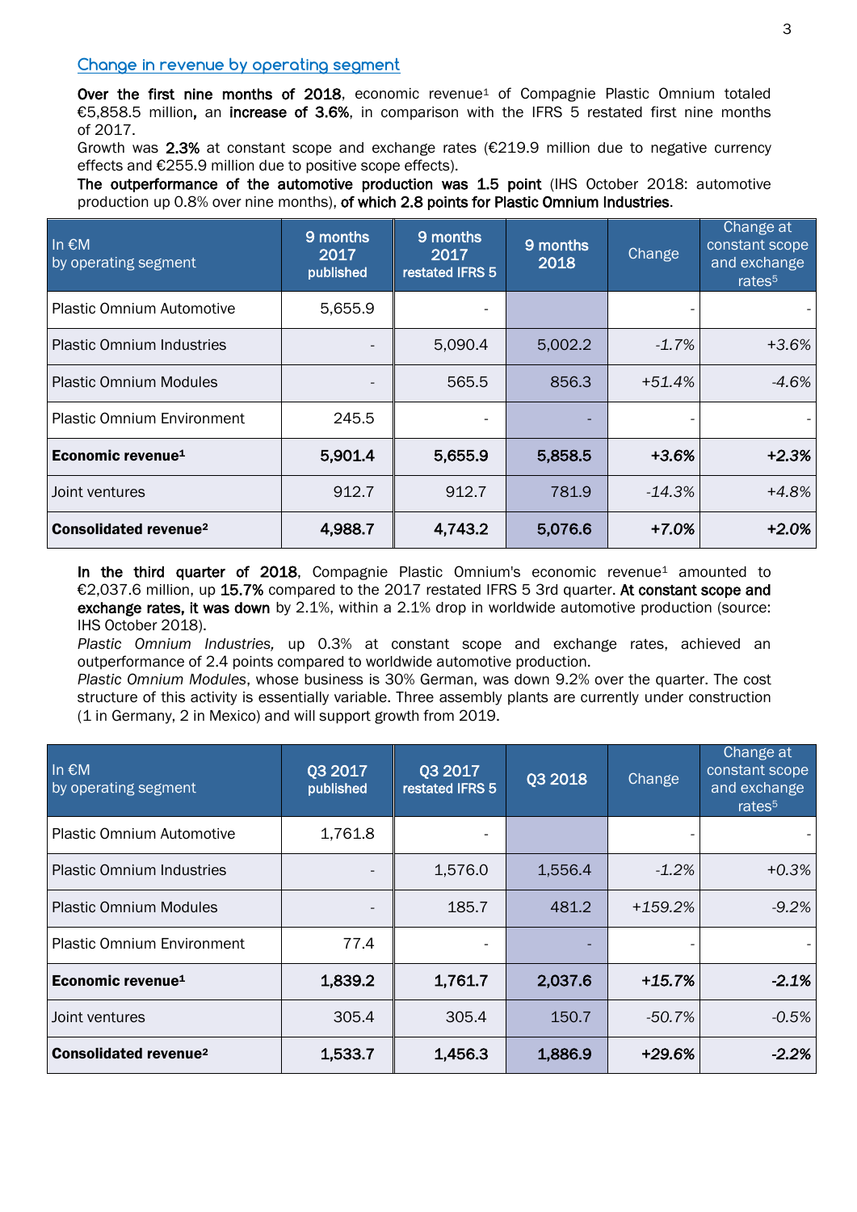## Change in revenue by operating segment

**Over the first nine months of 2018**, economic revenue[1] of Compagnie Plastic Omnium totaled €5,858.5 million**,** an **increase of 3.6%**, in comparison with the IFRS 5 restated first nine months of 2017.
Growth was **2.3%** at constant scope and exchange rates (€219.9 million due to negative currency effects and €255.9 million due to positive scope effects).
**The outperformance of the automotive production was 1.5 point** (IHS October 2018: automotive production up 0.8% over nine months), **of which 2.8 points for Plastic Omnium Industries**.

| In €M by operating segment | 9 months 2017 published | 9 months 2017 restated IFRS 5 | 9 months 2018 | Change | Change at constant scope and exchange rates[5] |
|---|---|---|---|---|---|
| Plastic Omnium Automotive | 5,655.9 | - | | - | - |
| Plastic Omnium Industries | - | 5,090.4 | 5,002.2 | *-1.7%* | *+3.6%* |
| Plastic Omnium Modules | - | 565.5 | 856.3 | *+51.4%* | *-4.6%* |
| Plastic Omnium Environment | 245.5 | - | - | - | - |
| **Economic revenue[1]** | **5,901.4** | **5,655.9** | **5,858.5** | ***+3.6%*** | ***+2.3%*** |
| Joint ventures | 912.7 | 912.7 | 781.9 | *-14.3%* | *+4.8%* |
| **Consolidated revenue[2]** | **4,988.7** | **4,743.2** | **5,076.6** | ***+7.0%*** | ***+2.0%*** |

**In the third quarter of 2018**, Compagnie Plastic Omnium's economic revenue[1] amounted to €2,037.6 million, up **15.7%** compared to the 2017 restated IFRS 5 3rd quarter. **At constant scope and exchange rates, it was down** by 2.1%, within a 2.1% drop in worldwide automotive production (source: IHS October 2018).
*Plastic Omnium Industries,* up 0.3% at constant scope and exchange rates, achieved an outperformance of 2.4 points compared to worldwide automotive production.
*Plastic Omnium Modules*, whose business is 30% German, was down 9.2% over the quarter. The cost structure of this activity is essentially variable. Three assembly plants are currently under construction (1 in Germany, 2 in Mexico) and will support growth from 2019.

| In €M by operating segment | Q3 2017 published | Q3 2017 restated IFRS 5 | Q3 2018 | Change | Change at constant scope and exchange rates[5] |
|---|---|---|---|---|---|
| Plastic Omnium Automotive | 1,761.8 | - | | - | - |
| Plastic Omnium Industries | - | 1,576.0 | 1,556.4 | *-1.2%* | *+0.3%* |
| Plastic Omnium Modules | - | 185.7 | 481.2 | *+159.2%* | *-9.2%* |
| Plastic Omnium Environment | 77.4 | - | - | - | - |
| **Economic revenue[1]** | **1,839.2** | **1,761.7** | **2,037.6** | ***+15.7%*** | ***-2.1%*** |
| Joint ventures | 305.4 | 305.4 | 150.7 | *-50.7%* | *-0.5%* |
| **Consolidated revenue[2]** | **1,533.7** | **1,456.3** | **1,886.9** | ***+29.6%*** | ***-2.2%*** |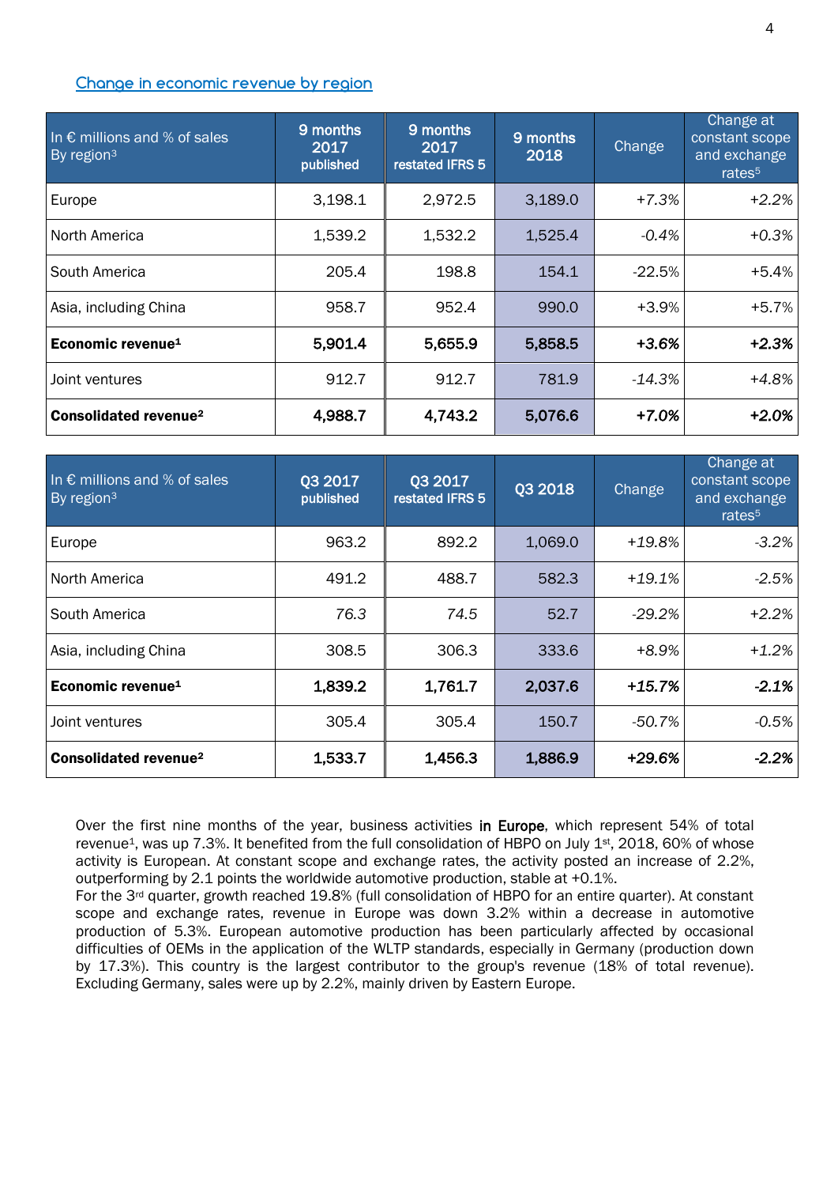## Change in economic revenue by region

| In € millions and % of sales By region[3] | 9 months 2017 published | 9 months 2017 restated IFRS 5 | 9 months 2018 | Change | Change at constant scope and exchange rates[5] |
|---|---|---|---|---|---|
| Europe | 3,198.1 | 2,972.5 | 3,189.0 | +7.3% | +2.2% |
| North America | 1,539.2 | 1,532.2 | 1,525.4 | -0.4% | +0.3% |
| South America | 205.4 | 198.8 | 154.1 | -22.5% | +5.4% |
| Asia, including China | 958.7 | 952.4 | 990.0 | +3.9% | +5.7% |
| **Economic revenue[1]** | **5,901.4** | **5,655.9** | **5,858.5** | **+3.6%** | **+2.3%** |
| Joint ventures | 912.7 | 912.7 | 781.9 | -14.3% | +4.8% |
| **Consolidated revenue[2]** | **4,988.7** | **4,743.2** | **5,076.6** | **+7.0%** | **+2.0%** |

| In € millions and % of sales By region[3] | Q3 2017 published | Q3 2017 restated IFRS 5 | Q3 2018 | Change | Change at constant scope and exchange rates[5] |
|---|---|---|---|---|---|
| Europe | 963.2 | 892.2 | 1,069.0 | +19.8% | -3.2% |
| North America | 491.2 | 488.7 | 582.3 | +19.1% | -2.5% |
| South America | 76.3 | 74.5 | 52.7 | -29.2% | +2.2% |
| Asia, including China | 308.5 | 306.3 | 333.6 | +8.9% | +1.2% |
| **Economic revenue[1]** | **1,839.2** | **1,761.7** | **2,037.6** | **+15.7%** | **-2.1%** |
| Joint ventures | 305.4 | 305.4 | 150.7 | -50.7% | -0.5% |
| **Consolidated revenue[2]** | **1,533.7** | **1,456.3** | **1,886.9** | **+29.6%** | **-2.2%** |

Over the first nine months of the year, business activities **in Europe**, which represent 54% of total revenue[1], was up 7.3%. It benefited from the full consolidation of HBPO on July 1st, 2018, 60% of whose activity is European. At constant scope and exchange rates, the activity posted an increase of 2.2%, outperforming by 2.1 points the worldwide automotive production, stable at +0.1%.

For the 3rd quarter, growth reached 19.8% (full consolidation of HBPO for an entire quarter). At constant scope and exchange rates, revenue in Europe was down 3.2% within a decrease in automotive production of 5.3%. European automotive production has been particularly affected by occasional difficulties of OEMs in the application of the WLTP standards, especially in Germany (production down by 17.3%). This country is the largest contributor to the group's revenue (18% of total revenue). Excluding Germany, sales were up by 2.2%, mainly driven by Eastern Europe.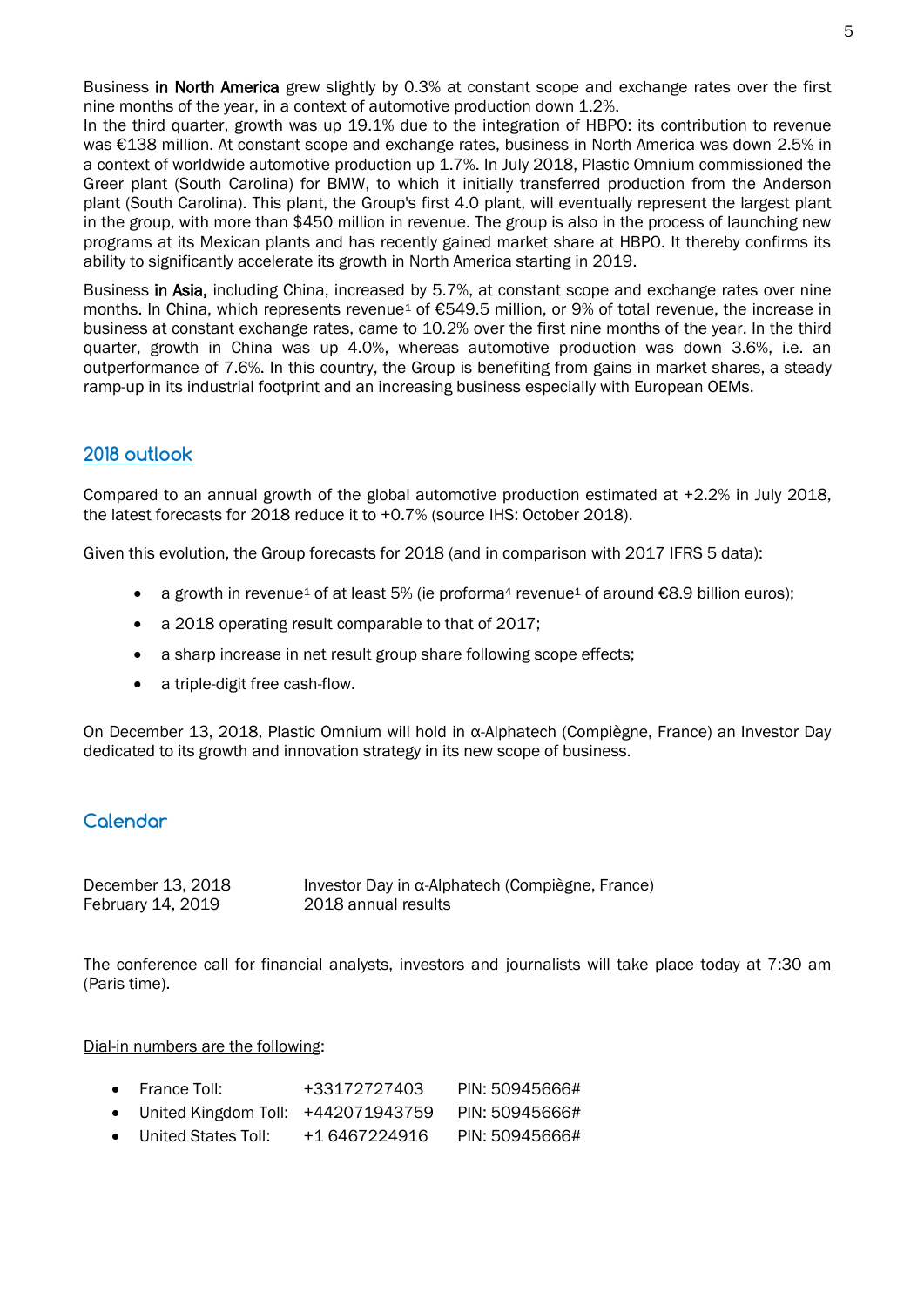Business **in North America** grew slightly by 0.3% at constant scope and exchange rates over the first nine months of the year, in a context of automotive production down 1.2%.
In the third quarter, growth was up 19.1% due to the integration of HBPO: its contribution to revenue was €138 million. At constant scope and exchange rates, business in North America was down 2.5% in a context of worldwide automotive production up 1.7%. In July 2018, Plastic Omnium commissioned the Greer plant (South Carolina) for BMW, to which it initially transferred production from the Anderson plant (South Carolina). This plant, the Group's first 4.0 plant, will eventually represent the largest plant in the group, with more than $450 million in revenue. The group is also in the process of launching new programs at its Mexican plants and has recently gained market share at HBPO. It thereby confirms its ability to significantly accelerate its growth in North America starting in 2019.

Business **in Asia,** including China, increased by 5.7%, at constant scope and exchange rates over nine months. In China, which represents revenue[1] of €549.5 million, or 9% of total revenue, the increase in business at constant exchange rates, came to 10.2% over the first nine months of the year. In the third quarter, growth in China was up 4.0%, whereas automotive production was down 3.6%, i.e. an outperformance of 7.6%. In this country, the Group is benefiting from gains in market shares, a steady ramp-up in its industrial footprint and an increasing business especially with European OEMs.

## 2018 outlook

Compared to an annual growth of the global automotive production estimated at +2.2% in July 2018, the latest forecasts for 2018 reduce it to +0.7% (source IHS: October 2018).

Given this evolution, the Group forecasts for 2018 (and in comparison with 2017 IFRS 5 data):

- a growth in revenue[1] of at least 5% (ie proforma[4] revenue[1] of around €8.9 billion euros);
- a 2018 operating result comparable to that of 2017;
- a sharp increase in net result group share following scope effects;
- a triple-digit free cash-flow.

On December 13, 2018, Plastic Omnium will hold in α-Alphatech (Compiègne, France) an Investor Day dedicated to its growth and innovation strategy in its new scope of business.

## Calendar

| | |
|---|---|
| December 13, 2018 | Investor Day in α-Alphatech (Compiègne, France) |
| February 14, 2019 | 2018 annual results |

The conference call for financial analysts, investors and journalists will take place today at 7:30 am (Paris time).

Dial-in numbers are the following:

- France Toll: +33172727403 PIN: 50945666#
- United Kingdom Toll: +442071943759 PIN: 50945666#
- United States Toll: +1 6467224916 PIN: 50945666#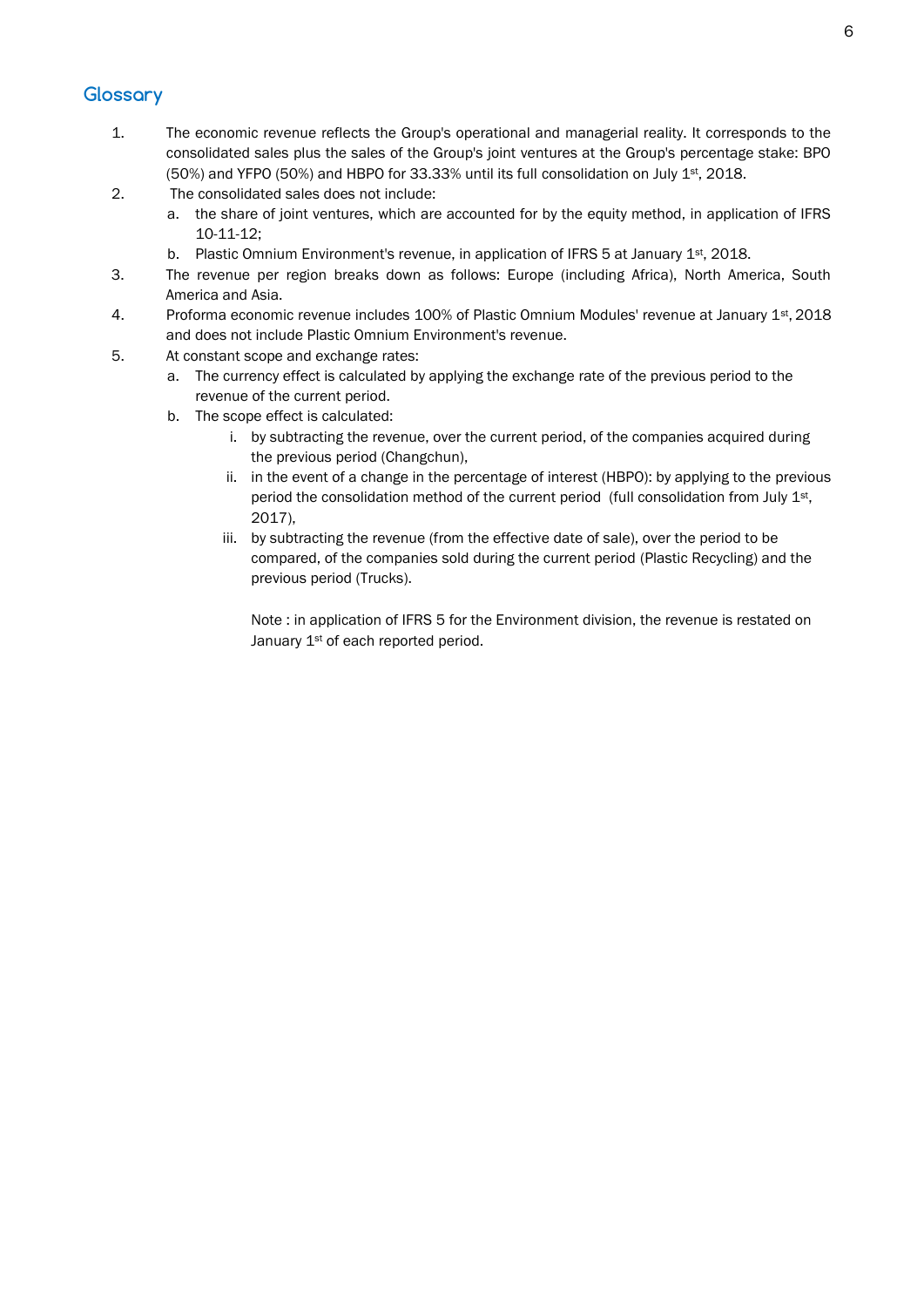## Glossary

1. The economic revenue reflects the Group's operational and managerial reality. It corresponds to the consolidated sales plus the sales of the Group's joint ventures at the Group's percentage stake: BPO (50%) and YFPO (50%) and HBPO for 33.33% until its full consolidation on July 1st, 2018.
2. The consolidated sales does not include:
   a. the share of joint ventures, which are accounted for by the equity method, in application of IFRS 10-11-12;
   b. Plastic Omnium Environment's revenue, in application of IFRS 5 at January 1st, 2018.
3. The revenue per region breaks down as follows: Europe (including Africa), North America, South America and Asia.
4. Proforma economic revenue includes 100% of Plastic Omnium Modules' revenue at January 1st, 2018 and does not include Plastic Omnium Environment's revenue.
5. At constant scope and exchange rates:
   a. The currency effect is calculated by applying the exchange rate of the previous period to the revenue of the current period.
   b. The scope effect is calculated:
      i. by subtracting the revenue, over the current period, of the companies acquired during the previous period (Changchun),
      ii. in the event of a change in the percentage of interest (HBPO): by applying to the previous period the consolidation method of the current period (full consolidation from July 1st, 2017),
      iii. by subtracting the revenue (from the effective date of sale), over the period to be compared, of the companies sold during the current period (Plastic Recycling) and the previous period (Trucks).

      Note : in application of IFRS 5 for the Environment division, the revenue is restated on January 1st of each reported period.